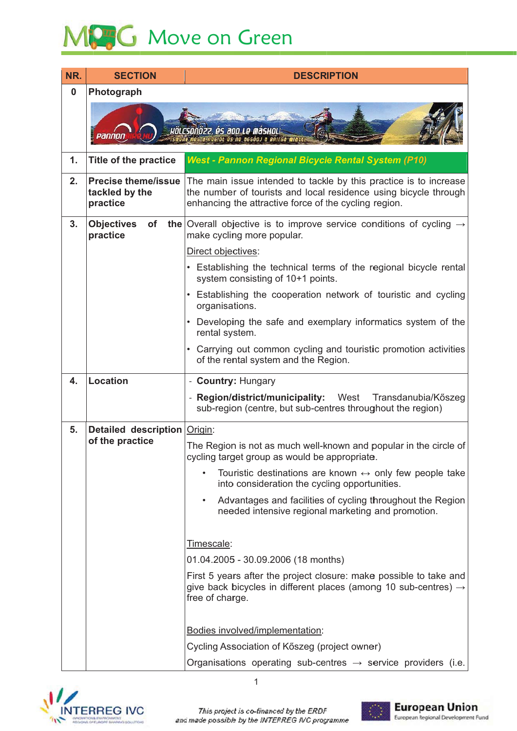# Move on Green

| NR. | SECTION | DESCRIPTION |
|---|---|---|
| 0 | Photograph | |
| 1. | Title of the practice | ***West - Pannon Regional Bicycle Rental System (P10)*** |
| 2. | Precise theme/issue tackled by the practice | The main issue intended to tackle by this practice is to increase the number of tourists and local residence using bicycle through enhancing the attractive force of the cycling region. |
| 3. | Objectives of the practice | Overall objective is to improve service conditions of cycling → make cycling more popular.<br><br>Direct objectives:<br>• Establishing the technical terms of the regional bicycle rental system consisting of 10+1 points.<br>• Establishing the cooperation network of touristic and cycling organisations.<br>• Developing the safe and exemplary informatics system of the rental system.<br>• Carrying out common cycling and touristic promotion activities of the rental system and the Region. |
| 4. | Location | - **Country:** Hungary<br>- **Region/district/municipality:** West Transdanubia/Kőszeg sub-region (centre, but sub-centres throughout the region) |
| 5. | Detailed description of the practice | Origin:<br><br>The Region is not as much well-known and popular in the circle of cycling target group as would be appropriate.<br>• Touristic destinations are known ↔ only few people take into consideration the cycling opportunities.<br>• Advantages and facilities of cycling throughout the Region needed intensive regional marketing and promotion.<br><br>Timescale:<br><br>01.04.2005 - 30.09.2006 (18 months)<br><br>First 5 years after the project closure: make possible to take and give back bicycles in different places (among 10 sub-centres) → free of charge.<br><br>Bodies involved/implementation:<br><br>Cycling Association of Kőszeg (project owner)<br><br>Organisations operating sub-centres → service providers (i.e. |

This project is co-financed by the ERDF and made possible by the INTERREG IVC programme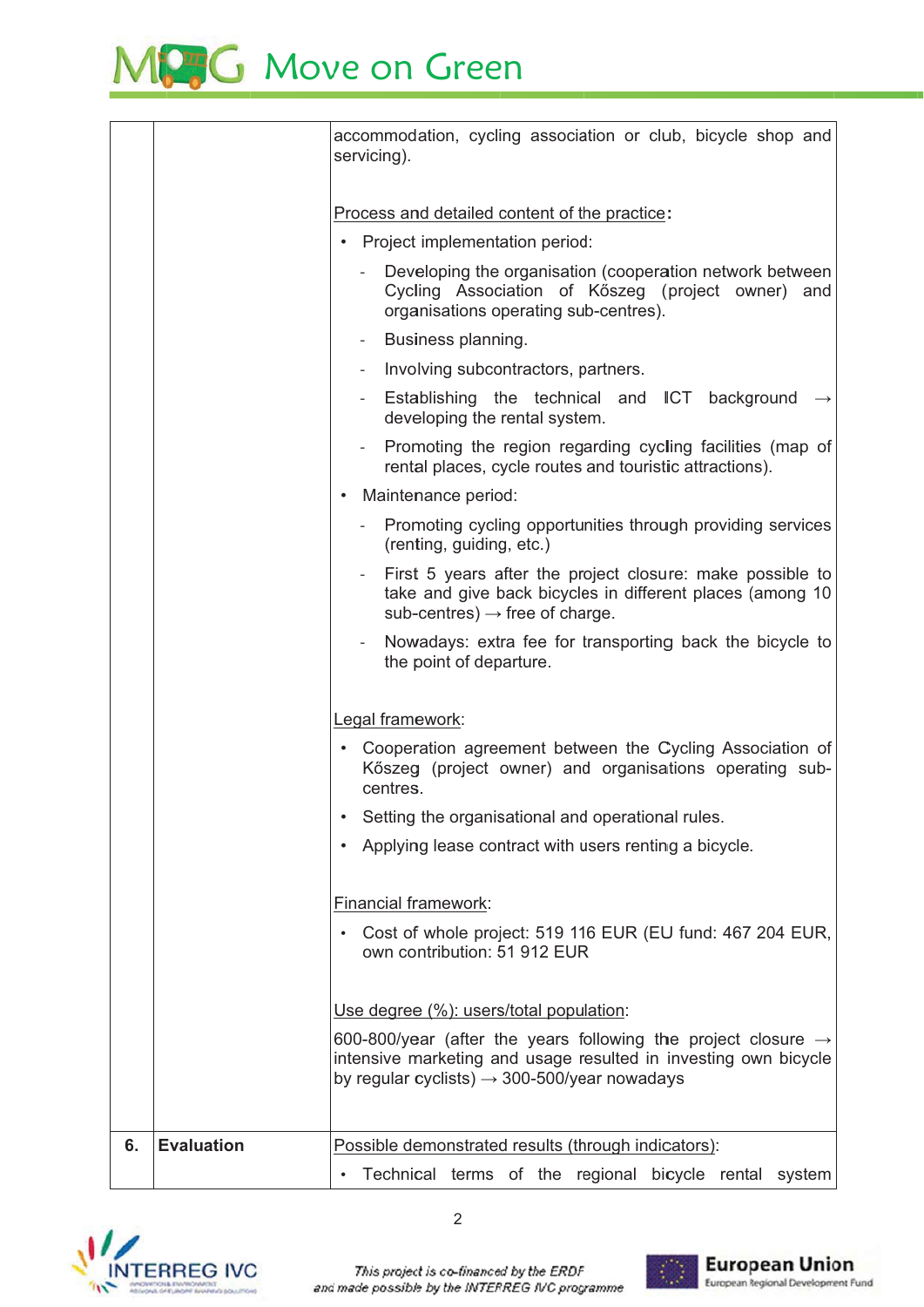| | | |
|---|---|---|
| | | accommodation, cycling association or club, bicycle shop and servicing).<br><br><u>Process and detailed content of the practice</u>:<br>• Project implementation period:<br>- Developing the organisation (cooperation network between Cycling Association of Kőszeg (project owner) and organisations operating sub-centres).<br>- Business planning.<br>- Involving subcontractors, partners.<br>- Establishing the technical and ICT background → developing the rental system.<br>- Promoting the region regarding cycling facilities (map of rental places, cycle routes and touristic attractions).<br>• Maintenance period:<br>- Promoting cycling opportunities through providing services (renting, guiding, etc.)<br>- First 5 years after the project closure: make possible to take and give back bicycles in different places (among 10 sub-centres) → free of charge.<br>- Nowadays: extra fee for transporting back the bicycle to the point of departure.<br><br><u>Legal framework</u>:<br>• Cooperation agreement between the Cycling Association of Kőszeg (project owner) and organisations operating sub-centres.<br>• Setting the organisational and operational rules.<br>• Applying lease contract with users renting a bicycle.<br><br><u>Financial framework</u>:<br>• Cost of whole project: 519 116 EUR (EU fund: 467 204 EUR, own contribution: 51 912 EUR<br><br><u>Use degree (%): users/total population</u>:<br>600-800/year (after the years following the project closure → intensive marketing and usage resulted in investing own bicycle by regular cyclists) → 300-500/year nowadays |
| **6.** | **Evaluation** | <u>Possible demonstrated results (through indicators)</u>:<br>• Technical terms of the regional bicycle rental system |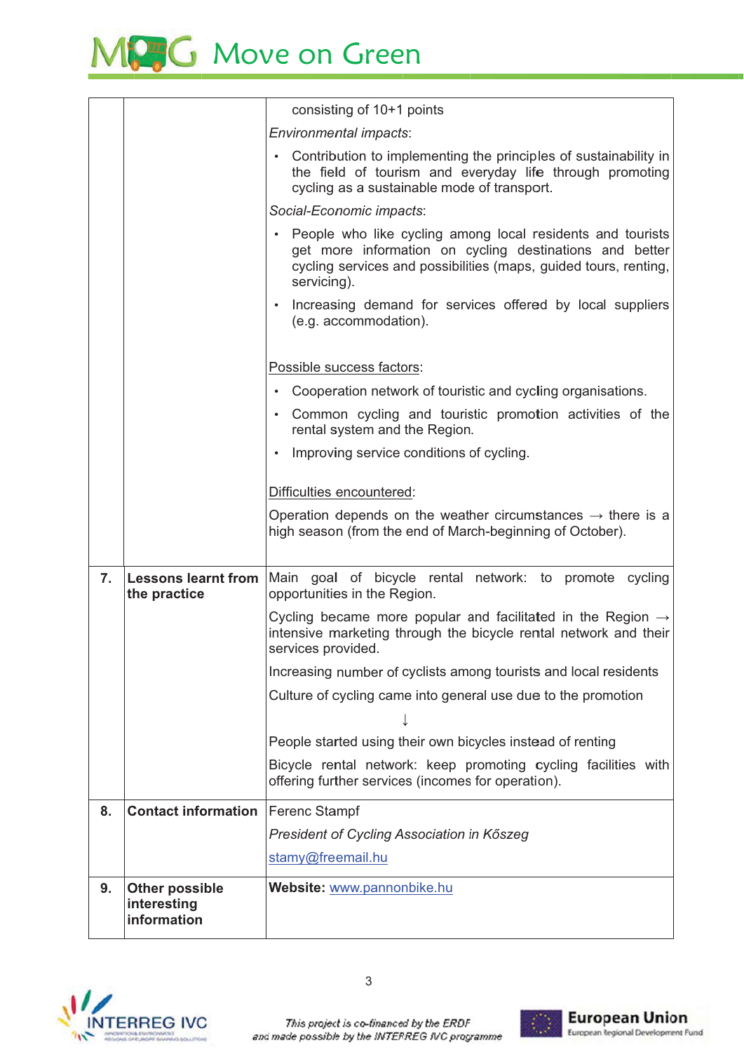| | | |
|---|---|---|
| | | consisting of 10+1 points<br>*Environmental impacts*:<br>• Contribution to implementing the principles of sustainability in the field of tourism and everyday life through promoting cycling as a sustainable mode of transport.<br>*Social-Economic impacts*:<br>• People who like cycling among local residents and tourists get more information on cycling destinations and better cycling services and possibilities (maps, guided tours, renting, servicing).<br>• Increasing demand for services offered by local suppliers (e.g. accommodation).<br><br>Possible success factors:<br>• Cooperation network of touristic and cycling organisations.<br>• Common cycling and touristic promotion activities of the rental system and the Region.<br>• Improving service conditions of cycling.<br><br>Difficulties encountered:<br>Operation depends on the weather circumstances → there is a high season (from the end of March-beginning of October). |
| **7.** | **Lessons learnt from the practice** | Main goal of bicycle rental network: to promote cycling opportunities in the Region.<br>Cycling became more popular and facilitated in the Region → intensive marketing through the bicycle rental network and their services provided.<br>Increasing number of cyclists among tourists and local residents<br>Culture of cycling came into general use due to the promotion<br>↓<br>People started using their own bicycles instead of renting<br>Bicycle rental network: keep promoting cycling facilities with offering further services (incomes for operation). |
| **8.** | **Contact information** | Ferenc Stampf<br>*President of Cycling Association in Kőszeg*<br>stamy@freemail.hu |
| **9.** | **Other possible interesting information** | **Website:** www.pannonbike.hu |

This project is co-financed by the ERDF and made possible by the INTERREG IVC programme